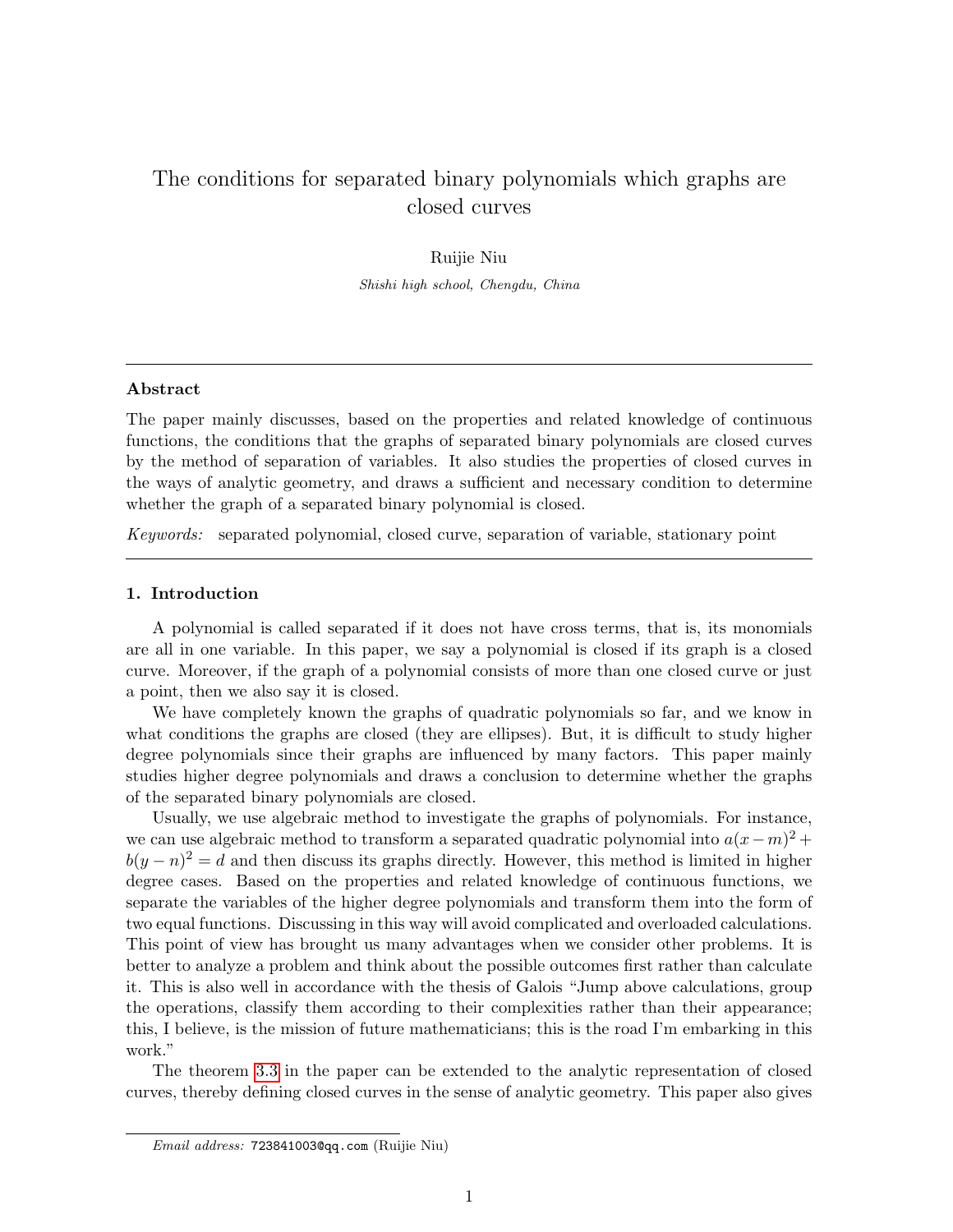# The conditions for separated binary polynomials which graphs are closed curves

Ruijie Niu

*Shishi high school, Chengdu, China*

---

## Abstract

The paper mainly discusses, based on the properties and related knowledge of continuous functions, the conditions that the graphs of separated binary polynomials are closed curves by the method of separation of variables. It also studies the properties of closed curves in the ways of analytic geometry, and draws a sufficient and necessary condition to determine whether the graph of a separated binary polynomial is closed.

*Keywords:* separated polynomial, closed curve, separation of variable, stationary point

---

## 1. Introduction

A polynomial is called separated if it does not have cross terms, that is, its monomials are all in one variable. In this paper, we say a polynomial is closed if its graph is a closed curve. Moreover, if the graph of a polynomial consists of more than one closed curve or just a point, then we also say it is closed.

We have completely known the graphs of quadratic polynomials so far, and we know in what conditions the graphs are closed (they are ellipses). But, it is difficult to study higher degree polynomials since their graphs are influenced by many factors. This paper mainly studies higher degree polynomials and draws a conclusion to determine whether the graphs of the separated binary polynomials are closed.

Usually, we use algebraic method to investigate the graphs of polynomials. For instance, we can use algebraic method to transform a separated quadratic polynomial into $a(x-m)^2 + b(y-n)^2 = d$ and then discuss its graphs directly. However, this method is limited in higher degree cases. Based on the properties and related knowledge of continuous functions, we separate the variables of the higher degree polynomials and transform them into the form of two equal functions. Discussing in this way will avoid complicated and overloaded calculations. This point of view has brought us many advantages when we consider other problems. It is better to analyze a problem and think about the possible outcomes first rather than calculate it. This is also well in accordance with the thesis of Galois "Jump above calculations, group the operations, classify them according to their complexities rather than their appearance; this, I believe, is the mission of future mathematicians; this is the road I'm embarking in this work."

The theorem 3.3 in the paper can be extended to the analytic representation of closed curves, thereby defining closed curves in the sense of analytic geometry. This paper also gives

---

*Email address:* 723841003@qq.com (Ruijie Niu)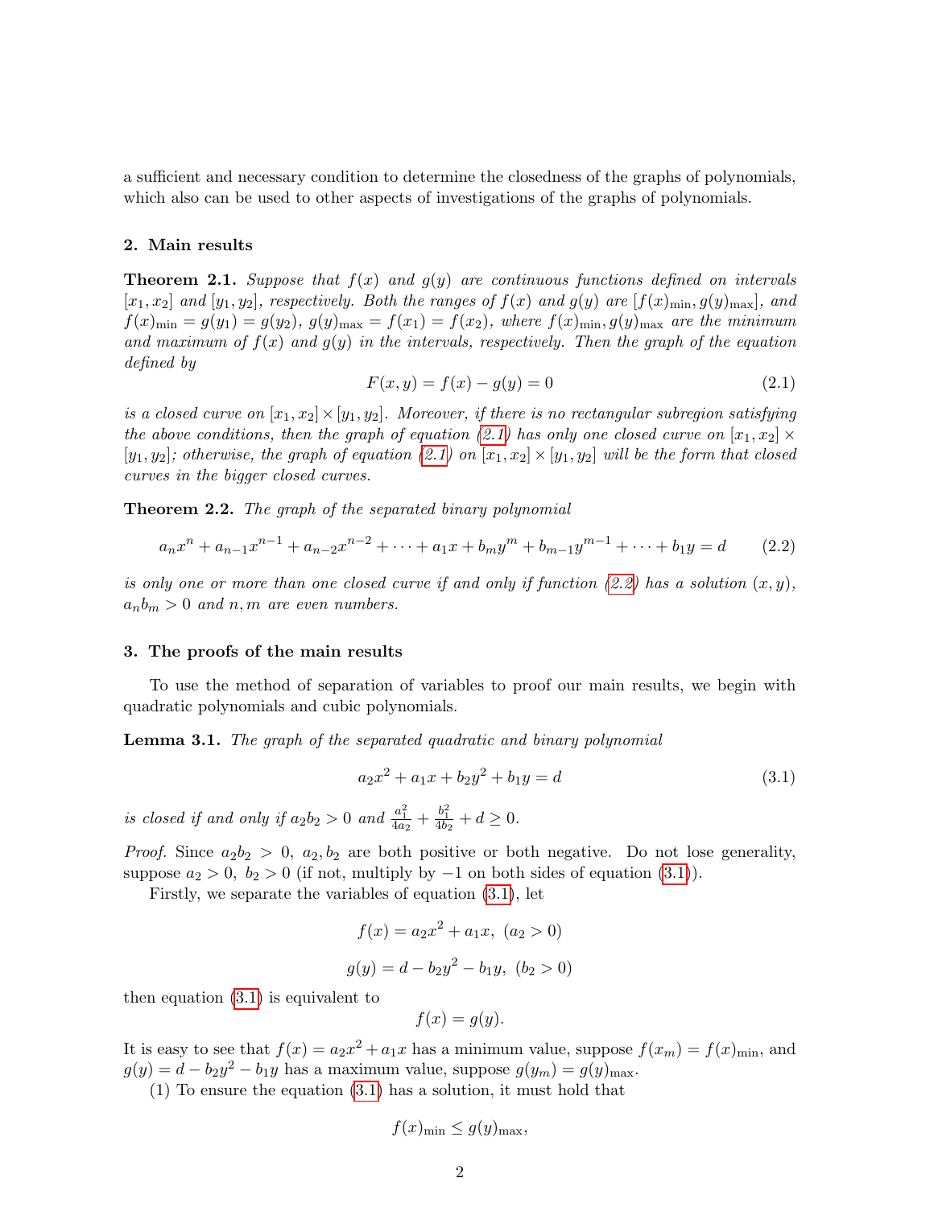a sufficient and necessary condition to determine the closedness of the graphs of polynomials, which also can be used to other aspects of investigations of the graphs of polynomials.

## 2. Main results

**Theorem 2.1.** *Suppose that $f(x)$ and $g(y)$ are continuous functions defined on intervals $[x_1, x_2]$ and $[y_1, y_2]$, respectively. Both the ranges of $f(x)$ and $g(y)$ are $[f(x)_{\min}, g(y)_{\max}]$, and $f(x)_{\min} = g(y_1) = g(y_2)$, $g(y)_{\max} = f(x_1) = f(x_2)$, where $f(x)_{\min}, g(y)_{\max}$ are the minimum and maximum of $f(x)$ and $g(y)$ in the intervals, respectively. Then the graph of the equation defined by*

$$F(x, y) = f(x) - g(y) = 0 \tag{2.1}$$

*is a closed curve on $[x_1, x_2] \times [y_1, y_2]$. Moreover, if there is no rectangular subregion satisfying the above conditions, then the graph of equation (2.1) has only one closed curve on $[x_1, x_2] \times [y_1, y_2]$; otherwise, the graph of equation (2.1) on $[x_1, x_2] \times [y_1, y_2]$ will be the form that closed curves in the bigger closed curves.*

**Theorem 2.2.** *The graph of the separated binary polynomial*

$$a_n x^n + a_{n-1}x^{n-1} + a_{n-2}x^{n-2} + \cdots + a_1 x + b_m y^m + b_{m-1}y^{m-1} + \cdots + b_1 y = d \tag{2.2}$$

*is only one or more than one closed curve if and only if function (2.2) has a solution $(x, y)$, $a_n b_m > 0$ and $n, m$ are even numbers.*

## 3. The proofs of the main results

To use the method of separation of variables to proof our main results, we begin with quadratic polynomials and cubic polynomials.

**Lemma 3.1.** *The graph of the separated quadratic and binary polynomial*

$$a_2 x^2 + a_1 x + b_2 y^2 + b_1 y = d \tag{3.1}$$

*is closed if and only if $a_2 b_2 > 0$ and $\frac{a_1^2}{4a_2} + \frac{b_1^2}{4b_2} + d \geq 0$.*

*Proof.* Since $a_2 b_2 > 0$, $a_2, b_2$ are both positive or both negative. Do not lose generality, suppose $a_2 > 0$, $b_2 > 0$ (if not, multiply by $-1$ on both sides of equation (3.1)).

Firstly, we separate the variables of equation (3.1), let

$$f(x) = a_2 x^2 + a_1 x, \ (a_2 > 0)$$

$$g(y) = d - b_2 y^2 - b_1 y, \ (b_2 > 0)$$

then equation (3.1) is equivalent to

$$f(x) = g(y).$$

It is easy to see that $f(x) = a_2 x^2 + a_1 x$ has a minimum value, suppose $f(x_m) = f(x)_{\min}$, and $g(y) = d - b_2 y^2 - b_1 y$ has a maximum value, suppose $g(y_m) = g(y)_{\max}$.

(1) To ensure the equation (3.1) has a solution, it must hold that

$$f(x)_{\min} \leq g(y)_{\max},$$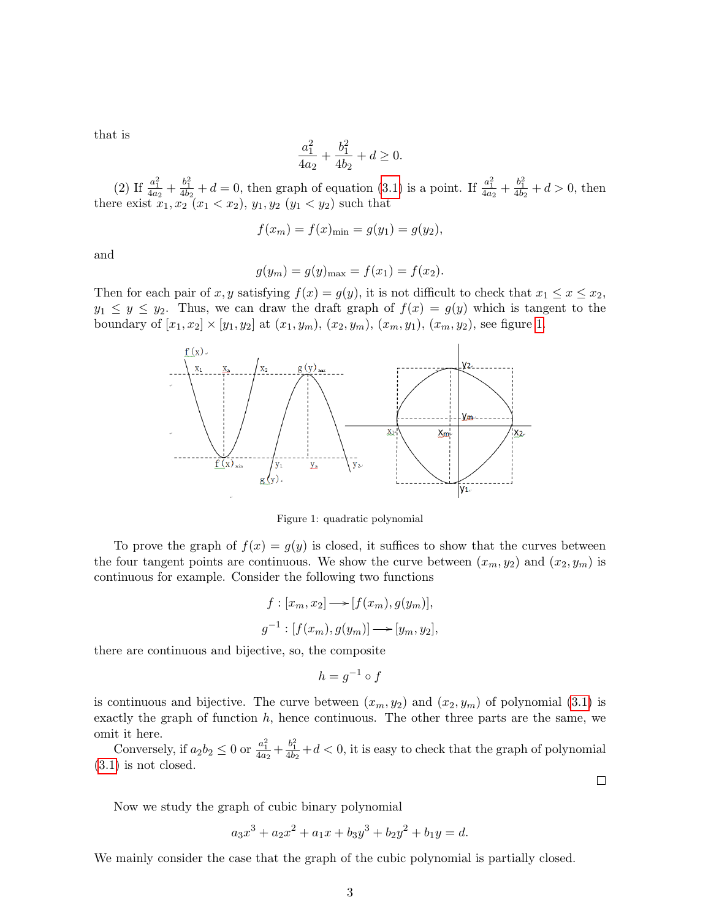that is

$$\frac{a_1^2}{4a_2} + \frac{b_1^2}{4b_2} + d \geq 0.$$

(2) If $\frac{a_1^2}{4a_2} + \frac{b_1^2}{4b_2} + d = 0$, then graph of equation (3.1) is a point. If $\frac{a_1^2}{4a_2} + \frac{b_1^2}{4b_2} + d > 0$, then there exist $x_1, x_2$ ($x_1 < x_2$), $y_1, y_2$ ($y_1 < y_2$) such that

$$f(x_m) = f(x)_{\min} = g(y_1) = g(y_2),$$

and

$$g(y_m) = g(y)_{\max} = f(x_1) = f(x_2).$$

Then for each pair of $x, y$ satisfying $f(x) = g(y)$, it is not difficult to check that $x_1 \leq x \leq x_2$, $y_1 \leq y \leq y_2$. Thus, we can draw the draft graph of $f(x) = g(y)$ which is tangent to the boundary of $[x_1, x_2] \times [y_1, y_2]$ at $(x_1, y_m)$, $(x_2, y_m)$, $(x_m, y_1)$, $(x_m, y_2)$, see figure 1.

Figure 1: quadratic polynomial

To prove the graph of $f(x) = g(y)$ is closed, it suffices to show that the curves between the four tangent points are continuous. We show the curve between $(x_m, y_2)$ and $(x_2, y_m)$ is continuous for example. Consider the following two functions

$$f : [x_m, x_2] \longrightarrow [f(x_m), g(y_m)],$$

$$g^{-1} : [f(x_m), g(y_m)] \longrightarrow [y_m, y_2],$$

there are continuous and bijective, so, the composite

$$h = g^{-1} \circ f$$

is continuous and bijective. The curve between $(x_m, y_2)$ and $(x_2, y_m)$ of polynomial (3.1) is exactly the graph of function $h$, hence continuous. The other three parts are the same, we omit it here.

Conversely, if $a_2 b_2 \leq 0$ or $\frac{a_1^2}{4a_2} + \frac{b_1^2}{4b_2} + d < 0$, it is easy to check that the graph of polynomial (3.1) is not closed.

□

Now we study the graph of cubic binary polynomial

$$a_3 x^3 + a_2 x^2 + a_1 x + b_3 y^3 + b_2 y^2 + b_1 y = d.$$

We mainly consider the case that the graph of the cubic polynomial is partially closed.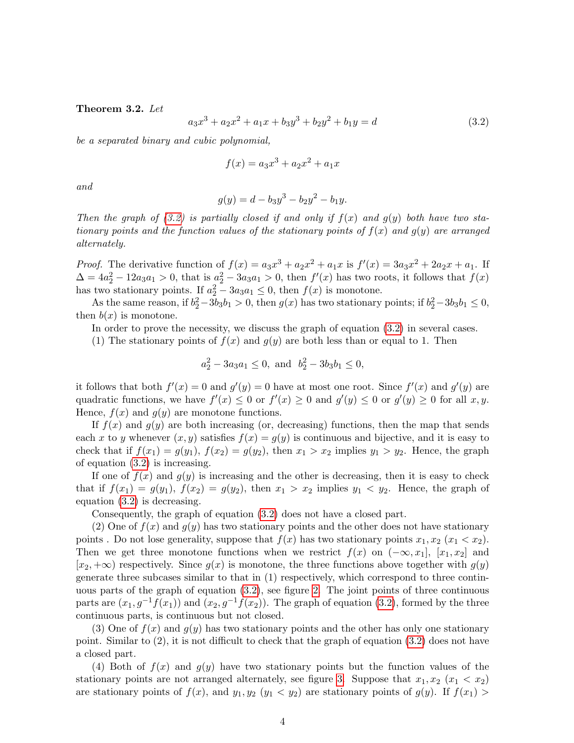**Theorem 3.2.** *Let*

$$a_3x^3 + a_2x^2 + a_1x + b_3y^3 + b_2y^2 + b_1y = d \tag{3.2}$$

*be a separated binary and cubic polynomial,*

$$f(x) = a_3x^3 + a_2x^2 + a_1x$$

*and*

$$g(y) = d - b_3y^3 - b_2y^2 - b_1y.$$

*Then the graph of (3.2) is partially closed if and only if $f(x)$ and $g(y)$ both have two stationary points and the function values of the stationary points of $f(x)$ and $g(y)$ are arranged alternately.*

*Proof.* The derivative function of $f(x) = a_3x^3 + a_2x^2 + a_1x$ is $f'(x) = 3a_3x^2 + 2a_2x + a_1$. If $\Delta = 4a_2^2 - 12a_3a_1 > 0$, that is $a_2^2 - 3a_3a_1 > 0$, then $f'(x)$ has two roots, it follows that $f(x)$ has two stationary points. If $a_2^2 - 3a_3a_1 \leq 0$, then $f(x)$ is monotone.

As the same reason, if $b_2^2 - 3b_3b_1 > 0$, then $g(x)$ has two stationary points; if $b_2^2 - 3b_3b_1 \leq 0$, then $b(x)$ is monotone.

In order to prove the necessity, we discuss the graph of equation (3.2) in several cases.

(1) The stationary points of $f(x)$ and $g(y)$ are both less than or equal to 1. Then

$$a_2^2 - 3a_3a_1 \leq 0, \text{ and } b_2^2 - 3b_3b_1 \leq 0,$$

it follows that both $f'(x) = 0$ and $g'(y) = 0$ have at most one root. Since $f'(x)$ and $g'(y)$ are quadratic functions, we have $f'(x) \leq 0$ or $f'(x) \geq 0$ and $g'(y) \leq 0$ or $g'(y) \geq 0$ for all $x, y$. Hence, $f(x)$ and $g(y)$ are monotone functions.

If $f(x)$ and $g(y)$ are both increasing (or, decreasing) functions, then the map that sends each $x$ to $y$ whenever $(x, y)$ satisfies $f(x) = g(y)$ is continuous and bijective, and it is easy to check that if $f(x_1) = g(y_1)$, $f(x_2) = g(y_2)$, then $x_1 > x_2$ implies $y_1 > y_2$. Hence, the graph of equation (3.2) is increasing.

If one of $f(x)$ and $g(y)$ is increasing and the other is decreasing, then it is easy to check that if $f(x_1) = g(y_1)$, $f(x_2) = g(y_2)$, then $x_1 > x_2$ implies $y_1 < y_2$. Hence, the graph of equation (3.2) is decreasing.

Consequently, the graph of equation (3.2) does not have a closed part.

(2) One of $f(x)$ and $g(y)$ has two stationary points and the other does not have stationary points . Do not lose generality, suppose that $f(x)$ has two stationary points $x_1, x_2$ $(x_1 < x_2)$. Then we get three monotone functions when we restrict $f(x)$ on $(-\infty, x_1]$, $[x_1, x_2]$ and $[x_2, +\infty)$ respectively. Since $g(x)$ is monotone, the three functions above together with $g(y)$ generate three subcases similar to that in (1) respectively, which correspond to three continuous parts of the graph of equation (3.2), see figure 2. The joint points of three continuous parts are $(x_1, g^{-1}f(x_1))$ and $(x_2, g^{-1}f(x_2))$. The graph of equation (3.2), formed by the three continuous parts, is continuous but not closed.

(3) One of $f(x)$ and $g(y)$ has two stationary points and the other has only one stationary point. Similar to (2), it is not difficult to check that the graph of equation (3.2) does not have a closed part.

(4) Both of $f(x)$ and $g(y)$ have two stationary points but the function values of the stationary points are not arranged alternately, see figure 3. Suppose that $x_1, x_2$ $(x_1 < x_2)$ are stationary points of $f(x)$, and $y_1, y_2$ $(y_1 < y_2)$ are stationary points of $g(y)$. If $f(x_1) >$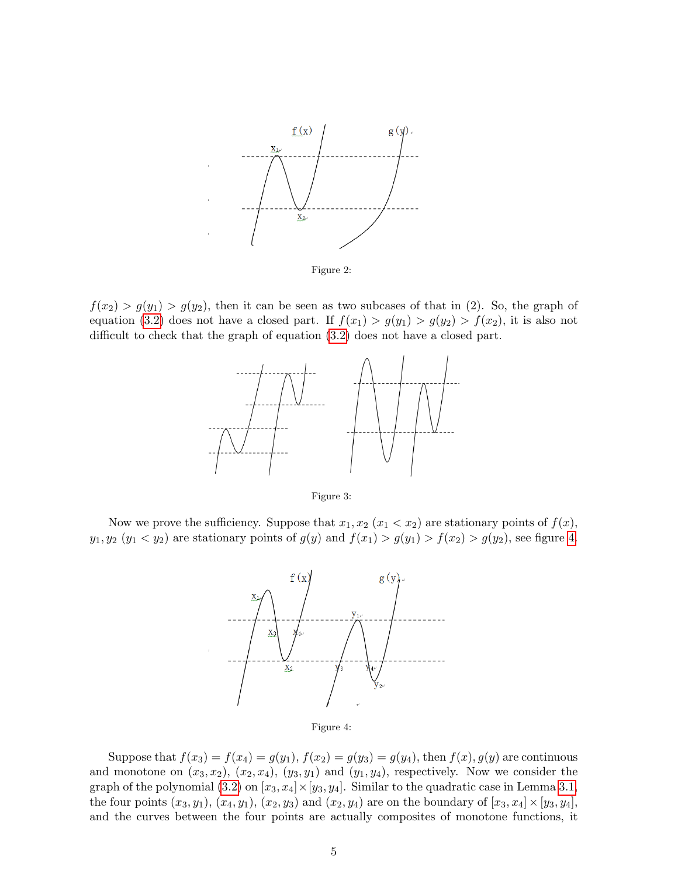Figure 2:

$f(x_2) > g(y_1) > g(y_2)$, then it can be seen as two subcases of that in (2). So, the graph of equation (3.2) does not have a closed part. If $f(x_1) > g(y_1) > g(y_2) > f(x_2)$, it is also not difficult to check that the graph of equation (3.2) does not have a closed part.

Figure 3:

Now we prove the sufficiency. Suppose that $x_1, x_2$ ($x_1 < x_2$) are stationary points of $f(x)$, $y_1, y_2$ ($y_1 < y_2$) are stationary points of $g(y)$ and $f(x_1) > g(y_1) > f(x_2) > g(y_2)$, see figure 4.

Figure 4:

Suppose that $f(x_3) = f(x_4) = g(y_1)$, $f(x_2) = g(y_3) = g(y_4)$, then $f(x), g(y)$ are continuous and monotone on $(x_3, x_2)$, $(x_2, x_4)$, $(y_3, y_1)$ and $(y_1, y_4)$, respectively. Now we consider the graph of the polynomial (3.2) on $[x_3, x_4] \times [y_3, y_4]$. Similar to the quadratic case in Lemma 3.1, the four points $(x_3, y_1)$, $(x_4, y_1)$, $(x_2, y_3)$ and $(x_2, y_4)$ are on the boundary of $[x_3, x_4] \times [y_3, y_4]$, and the curves between the four points are actually composites of monotone functions, it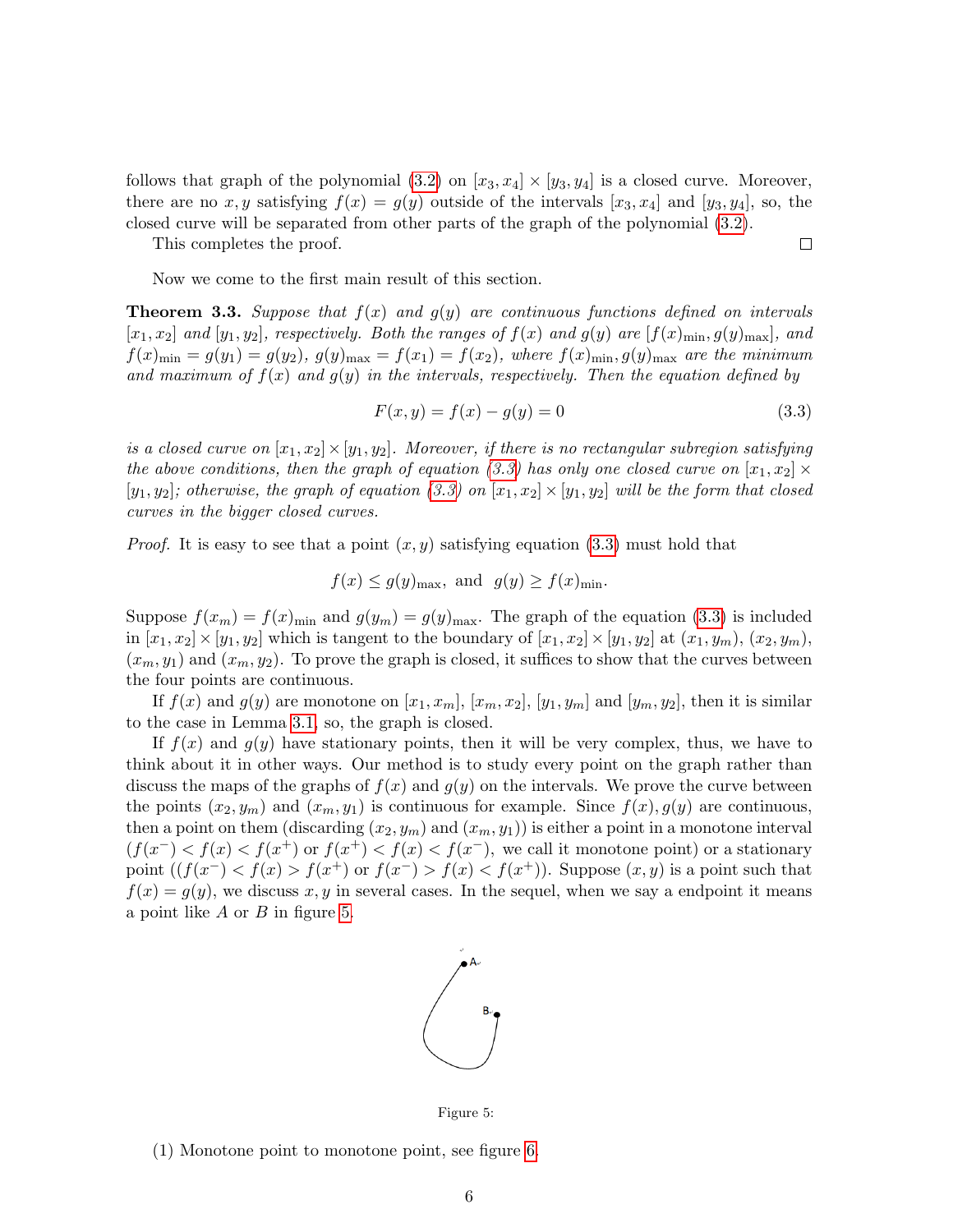follows that graph of the polynomial (3.2) on $[x_3, x_4] \times [y_3, y_4]$ is a closed curve. Moreover, there are no $x, y$ satisfying $f(x) = g(y)$ outside of the intervals $[x_3, x_4]$ and $[y_3, y_4]$, so, the closed curve will be separated from other parts of the graph of the polynomial (3.2).

This completes the proof. $\square$

Now we come to the first main result of this section.

**Theorem 3.3.** *Suppose that $f(x)$ and $g(y)$ are continuous functions defined on intervals $[x_1, x_2]$ and $[y_1, y_2]$, respectively. Both the ranges of $f(x)$ and $g(y)$ are $[f(x)_{\min}, g(y)_{\max}]$, and $f(x)_{\min} = g(y_1) = g(y_2)$, $g(y)_{\max} = f(x_1) = f(x_2)$, where $f(x)_{\min}, g(y)_{\max}$ are the minimum and maximum of $f(x)$ and $g(y)$ in the intervals, respectively. Then the equation defined by*

$$F(x, y) = f(x) - g(y) = 0 \tag{3.3}$$

*is a closed curve on $[x_1, x_2] \times [y_1, y_2]$. Moreover, if there is no rectangular subregion satisfying the above conditions, then the graph of equation (3.3) has only one closed curve on $[x_1, x_2] \times [y_1, y_2]$; otherwise, the graph of equation (3.3) on $[x_1, x_2] \times [y_1, y_2]$ will be the form that closed curves in the bigger closed curves.*

*Proof.* It is easy to see that a point $(x, y)$ satisfying equation (3.3) must hold that

$$f(x) \leq g(y)_{\max}, \text{ and } g(y) \geq f(x)_{\min}.$$

Suppose $f(x_m) = f(x)_{\min}$ and $g(y_m) = g(y)_{\max}$. The graph of the equation (3.3) is included in $[x_1, x_2] \times [y_1, y_2]$ which is tangent to the boundary of $[x_1, x_2] \times [y_1, y_2]$ at $(x_1, y_m)$, $(x_2, y_m)$, $(x_m, y_1)$ and $(x_m, y_2)$. To prove the graph is closed, it suffices to show that the curves between the four points are continuous.

If $f(x)$ and $g(y)$ are monotone on $[x_1, x_m]$, $[x_m, x_2]$, $[y_1, y_m]$ and $[y_m, y_2]$, then it is similar to the case in Lemma 3.1, so, the graph is closed.

If $f(x)$ and $g(y)$ have stationary points, then it will be very complex, thus, we have to think about it in other ways. Our method is to study every point on the graph rather than discuss the maps of the graphs of $f(x)$ and $g(y)$ on the intervals. We prove the curve between the points $(x_2, y_m)$ and $(x_m, y_1)$ is continuous for example. Since $f(x), g(y)$ are continuous, then a point on them (discarding $(x_2, y_m)$ and $(x_m, y_1)$) is either a point in a monotone interval ($f(x^-) < f(x) < f(x^+)$ or $f(x^+) < f(x) < f(x^-)$, we call it monotone point) or a stationary point (($f(x^-) < f(x) > f(x^+)$ or $f(x^-) > f(x) < f(x^+)$). Suppose $(x, y)$ is a point such that $f(x) = g(y)$, we discuss $x, y$ in several cases. In the sequel, when we say a endpoint it means a point like $A$ or $B$ in figure 5.

Figure 5:

(1) Monotone point to monotone point, see figure 6.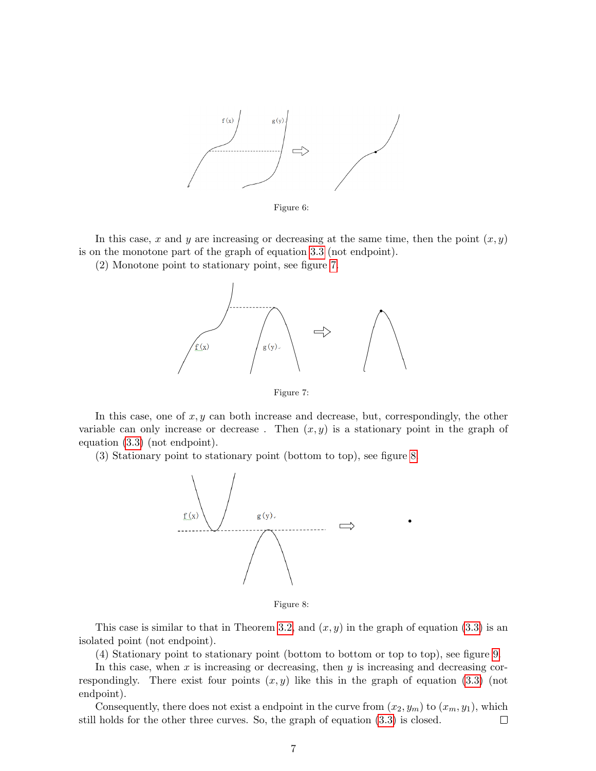Figure 6:

In this case, $x$ and $y$ are increasing or decreasing at the same time, then the point $(x, y)$ is on the monotone part of the graph of equation 3.3 (not endpoint).

(2) Monotone point to stationary point, see figure 7.

Figure 7:

In this case, one of $x, y$ can both increase and decrease, but, correspondingly, the other variable can only increase or decrease . Then $(x, y)$ is a stationary point in the graph of equation (3.3) (not endpoint).

(3) Stationary point to stationary point (bottom to top), see figure 8.

Figure 8:

This case is similar to that in Theorem 3.2, and $(x, y)$ in the graph of equation (3.3) is an isolated point (not endpoint).

(4) Stationary point to stationary point (bottom to bottom or top to top), see figure 9.

In this case, when $x$ is increasing or decreasing, then $y$ is increasing and decreasing correspondingly. There exist four points $(x, y)$ like this in the graph of equation (3.3) (not endpoint).

Consequently, there does not exist a endpoint in the curve from $(x_2, y_m)$ to $(x_m, y_1)$, which still holds for the other three curves. So, the graph of equation (3.3) is closed. □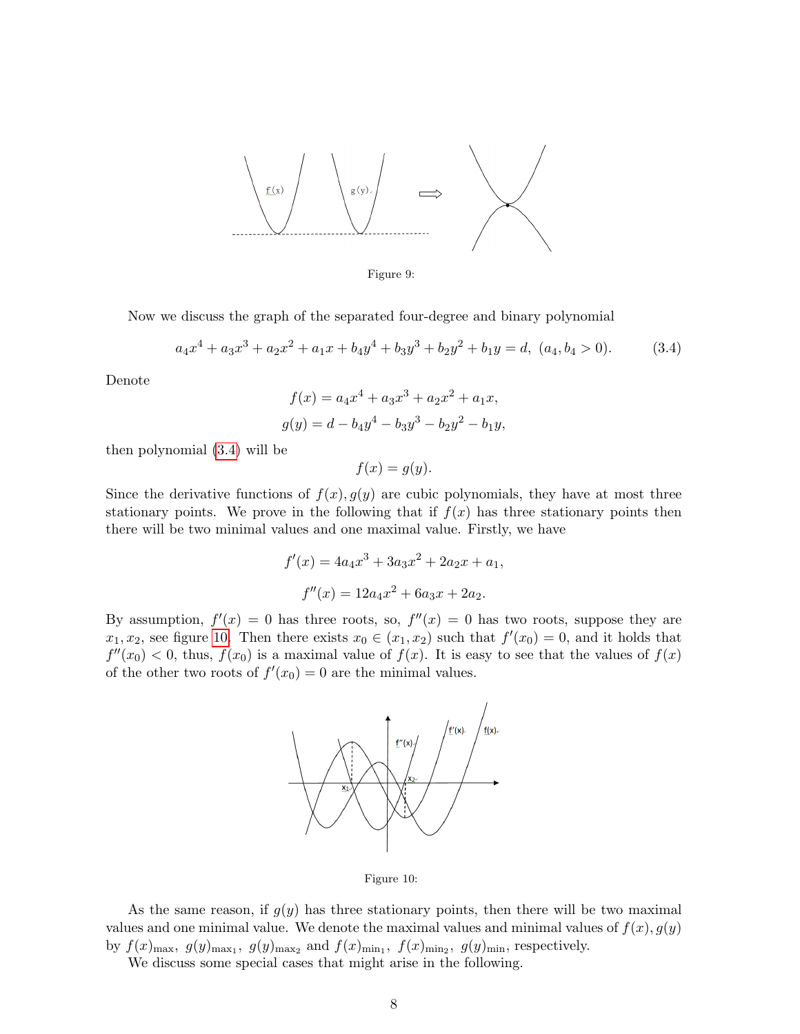Figure 9:

Now we discuss the graph of the separated four-degree and binary polynomial

$$a_4x^4 + a_3x^3 + a_2x^2 + a_1x + b_4y^4 + b_3y^3 + b_2y^2 + b_1y = d, \ (a_4, b_4 > 0). \tag{3.4}$$

Denote

$$f(x) = a_4x^4 + a_3x^3 + a_2x^2 + a_1x,$$
$$g(y) = d - b_4y^4 - b_3y^3 - b_2y^2 - b_1y,$$

then polynomial (3.4) will be

$$f(x) = g(y).$$

Since the derivative functions of $f(x), g(y)$ are cubic polynomials, they have at most three stationary points. We prove in the following that if $f(x)$ has three stationary points then there will be two minimal values and one maximal value. Firstly, we have

$$f'(x) = 4a_4x^3 + 3a_3x^2 + 2a_2x + a_1,$$
$$f''(x) = 12a_4x^2 + 6a_3x + 2a_2.$$

By assumption, $f'(x) = 0$ has three roots, so, $f''(x) = 0$ has two roots, suppose they are $x_1, x_2$, see figure 10. Then there exists $x_0 \in (x_1, x_2)$ such that $f'(x_0) = 0$, and it holds that $f''(x_0) < 0$, thus, $f(x_0)$ is a maximal value of $f(x)$. It is easy to see that the values of $f(x)$ of the other two roots of $f'(x_0) = 0$ are the minimal values.

Figure 10:

As the same reason, if $g(y)$ has three stationary points, then there will be two maximal values and one minimal value. We denote the maximal values and minimal values of $f(x), g(y)$ by $f(x)_{\max}$, $g(y)_{\max_1}$, $g(y)_{\max_2}$ and $f(x)_{\min_1}$, $f(x)_{\min_2}$, $g(y)_{\min}$, respectively.

We discuss some special cases that might arise in the following.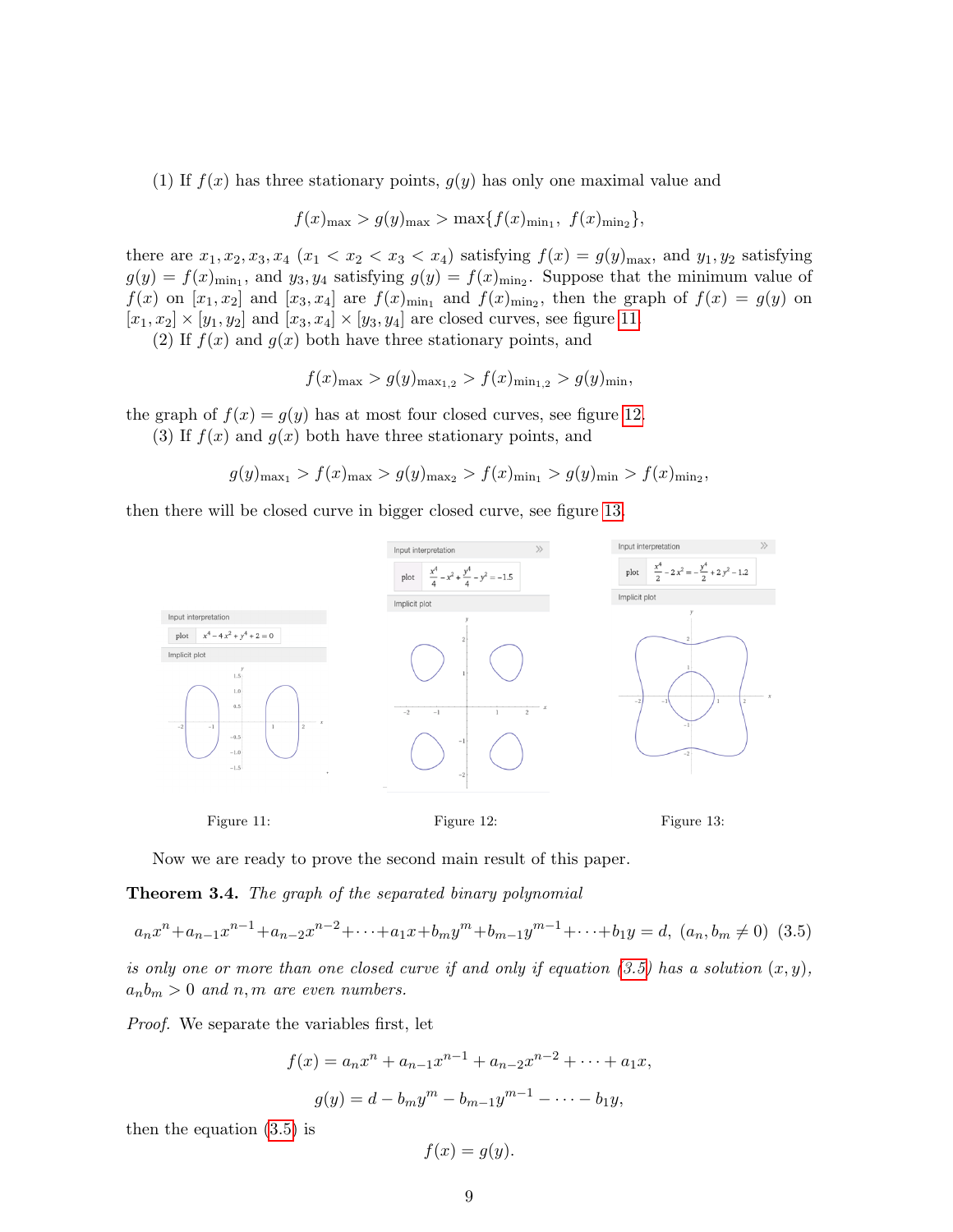(1) If $f(x)$ has three stationary points, $g(y)$ has only one maximal value and

$$f(x)_{\max} > g(y)_{\max} > \max\{f(x)_{\min_1},\ f(x)_{\min_2}\},$$

there are $x_1, x_2, x_3, x_4$ $(x_1 < x_2 < x_3 < x_4)$ satisfying $f(x) = g(y)_{\max}$, and $y_1, y_2$ satisfying $g(y) = f(x)_{\min_1}$, and $y_3, y_4$ satisfying $g(y) = f(x)_{\min_2}$. Suppose that the minimum value of $f(x)$ on $[x_1, x_2]$ and $[x_3, x_4]$ are $f(x)_{\min_1}$ and $f(x)_{\min_2}$, then the graph of $f(x) = g(y)$ on $[x_1, x_2] \times [y_1, y_2]$ and $[x_3, x_4] \times [y_3, y_4]$ are closed curves, see figure 11.

(2) If $f(x)$ and $g(x)$ both have three stationary points, and

$$f(x)_{\max} > g(y)_{\max_{1,2}} > f(x)_{\min_{1,2}} > g(y)_{\min},$$

the graph of $f(x) = g(y)$ has at most four closed curves, see figure 12.

(3) If $f(x)$ and $g(x)$ both have three stationary points, and

$$g(y)_{\max_1} > f(x)_{\max} > g(y)_{\max_2} > f(x)_{\min_1} > g(y)_{\min} > f(x)_{\min_2},$$

then there will be closed curve in bigger closed curve, see figure 13.

Figure 11:

Figure 12:

Figure 13:

Now we are ready to prove the second main result of this paper.

**Theorem 3.4.** *The graph of the separated binary polynomial*

$$a_n x^n + a_{n-1}x^{n-1} + a_{n-2}x^{n-2} + \cdots + a_1 x + b_m y^m + b_{m-1}y^{m-1} + \cdots + b_1 y = d,\ (a_n, b_m \neq 0) \quad (3.5)$$

*is only one or more than one closed curve if and only if equation (3.5) has a solution $(x, y)$, $a_n b_m > 0$ and $n, m$ are even numbers.*

*Proof.* We separate the variables first, let

$$f(x) = a_n x^n + a_{n-1}x^{n-1} + a_{n-2}x^{n-2} + \cdots + a_1 x,$$

$$g(y) = d - b_m y^m - b_{m-1}y^{m-1} - \cdots - b_1 y,$$

then the equation (3.5) is

$$f(x) = g(y).$$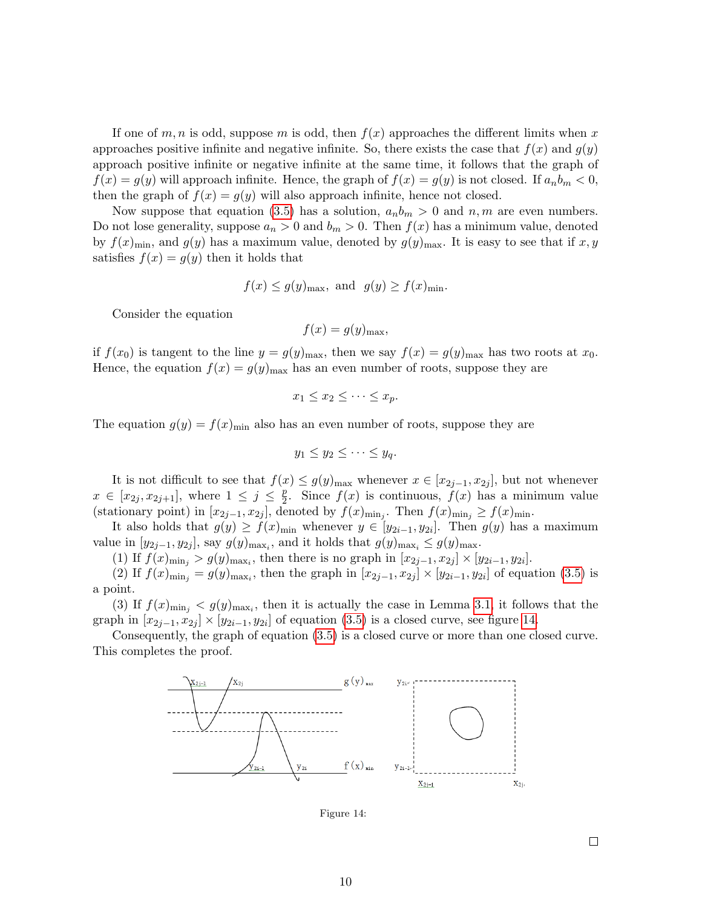If one of $m, n$ is odd, suppose $m$ is odd, then $f(x)$ approaches the different limits when $x$ approaches positive infinite and negative infinite. So, there exists the case that $f(x)$ and $g(y)$ approach positive infinite or negative infinite at the same time, it follows that the graph of $f(x) = g(y)$ will approach infinite. Hence, the graph of $f(x) = g(y)$ is not closed. If $a_n b_m < 0$, then the graph of $f(x) = g(y)$ will also approach infinite, hence not closed.

Now suppose that equation (3.5) has a solution, $a_n b_m > 0$ and $n, m$ are even numbers. Do not lose generality, suppose $a_n > 0$ and $b_m > 0$. Then $f(x)$ has a minimum value, denoted by $f(x)_{\min}$, and $g(y)$ has a maximum value, denoted by $g(y)_{\max}$. It is easy to see that if $x, y$ satisfies $f(x) = g(y)$ then it holds that

$$f(x) \leq g(y)_{\max}, \text{ and } \ g(y) \geq f(x)_{\min}.$$

Consider the equation

$$f(x) = g(y)_{\max},$$

if $f(x_0)$ is tangent to the line $y = g(y)_{\max}$, then we say $f(x) = g(y)_{\max}$ has two roots at $x_0$. Hence, the equation $f(x) = g(y)_{\max}$ has an even number of roots, suppose they are

$$x_1 \leq x_2 \leq \cdots \leq x_p.$$

The equation $g(y) = f(x)_{\min}$ also has an even number of roots, suppose they are

$$y_1 \leq y_2 \leq \cdots \leq y_q.$$

It is not difficult to see that $f(x) \leq g(y)_{\max}$ whenever $x \in [x_{2j-1}, x_{2j}]$, but not whenever $x \in [x_{2j}, x_{2j+1}]$, where $1 \leq j \leq \frac{p}{2}$. Since $f(x)$ is continuous, $f(x)$ has a minimum value (stationary point) in $[x_{2j-1}, x_{2j}]$, denoted by $f(x)_{\min_j}$. Then $f(x)_{\min_j} \geq f(x)_{\min}$.

It also holds that $g(y) \geq f(x)_{\min}$ whenever $y \in [y_{2i-1}, y_{2i}]$. Then $g(y)$ has a maximum value in $[y_{2j-1}, y_{2j}]$, say $g(y)_{\max_i}$, and it holds that $g(y)_{\max_i} \leq g(y)_{\max}$.

(1) If $f(x)_{\min_j} > g(y)_{\max_i}$, then there is no graph in $[x_{2j-1}, x_{2j}] \times [y_{2i-1}, y_{2i}]$.

(2) If $f(x)_{\min_j} = g(y)_{\max_i}$, then the graph in $[x_{2j-1}, x_{2j}] \times [y_{2i-1}, y_{2i}]$ of equation (3.5) is a point.

(3) If $f(x)_{\min_j} < g(y)_{\max_i}$, then it is actually the case in Lemma 3.1, it follows that the graph in $[x_{2j-1}, x_{2j}] \times [y_{2i-1}, y_{2i}]$ of equation (3.5) is a closed curve, see figure 14.

Consequently, the graph of equation (3.5) is a closed curve or more than one closed curve. This completes the proof.

Figure 14:

□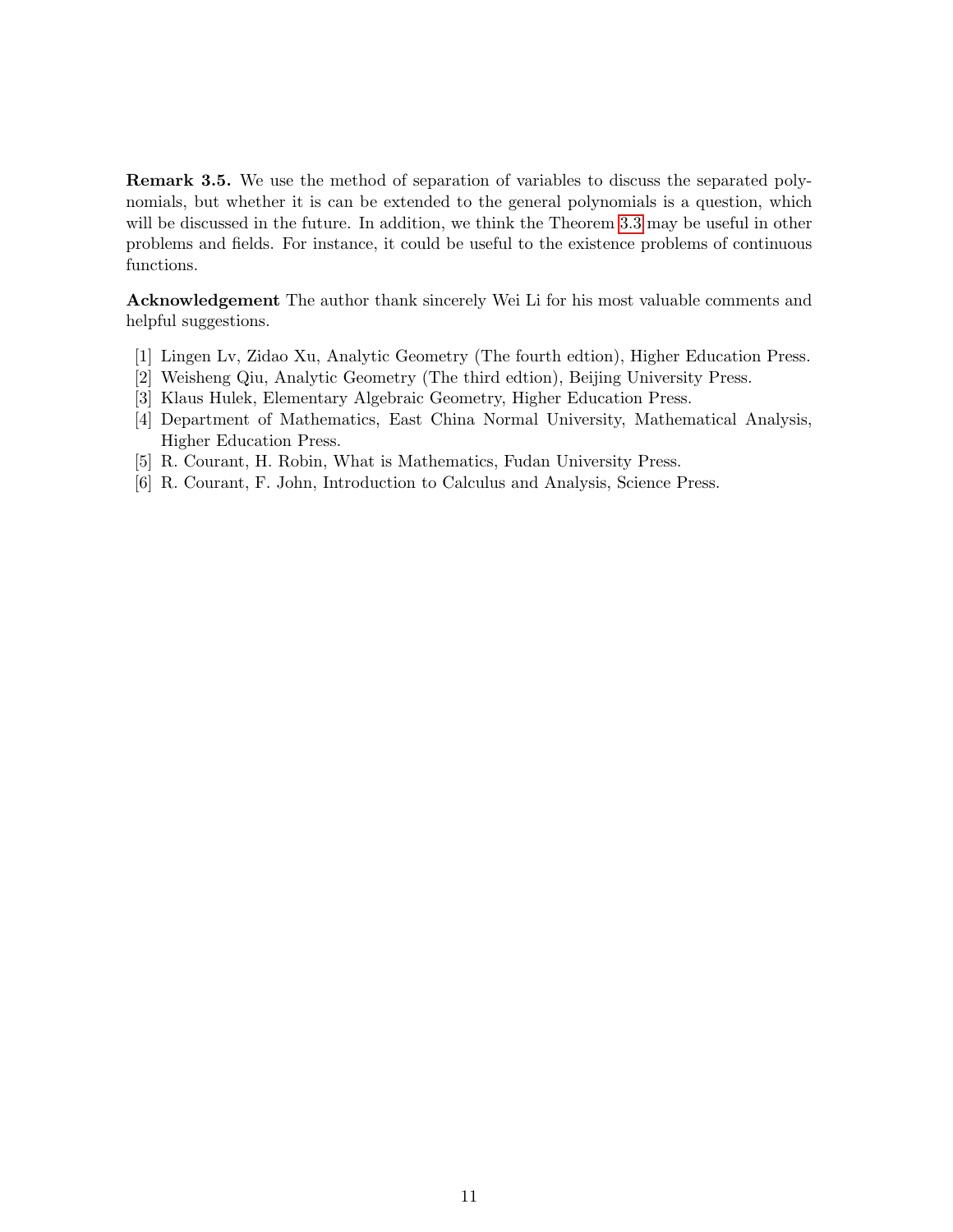**Remark 3.5.** We use the method of separation of variables to discuss the separated polynomials, but whether it is can be extended to the general polynomials is a question, which will be discussed in the future. In addition, we think the Theorem 3.3 may be useful in other problems and fields. For instance, it could be useful to the existence problems of continuous functions.

**Acknowledgement** The author thank sincerely Wei Li for his most valuable comments and helpful suggestions.

[1] Lingen Lv, Zidao Xu, Analytic Geometry (The fourth edtion), Higher Education Press.

[2] Weisheng Qiu, Analytic Geometry (The third edtion), Beijing University Press.

[3] Klaus Hulek, Elementary Algebraic Geometry, Higher Education Press.

[4] Department of Mathematics, East China Normal University, Mathematical Analysis, Higher Education Press.

[5] R. Courant, H. Robin, What is Mathematics, Fudan University Press.

[6] R. Courant, F. John, Introduction to Calculus and Analysis, Science Press.